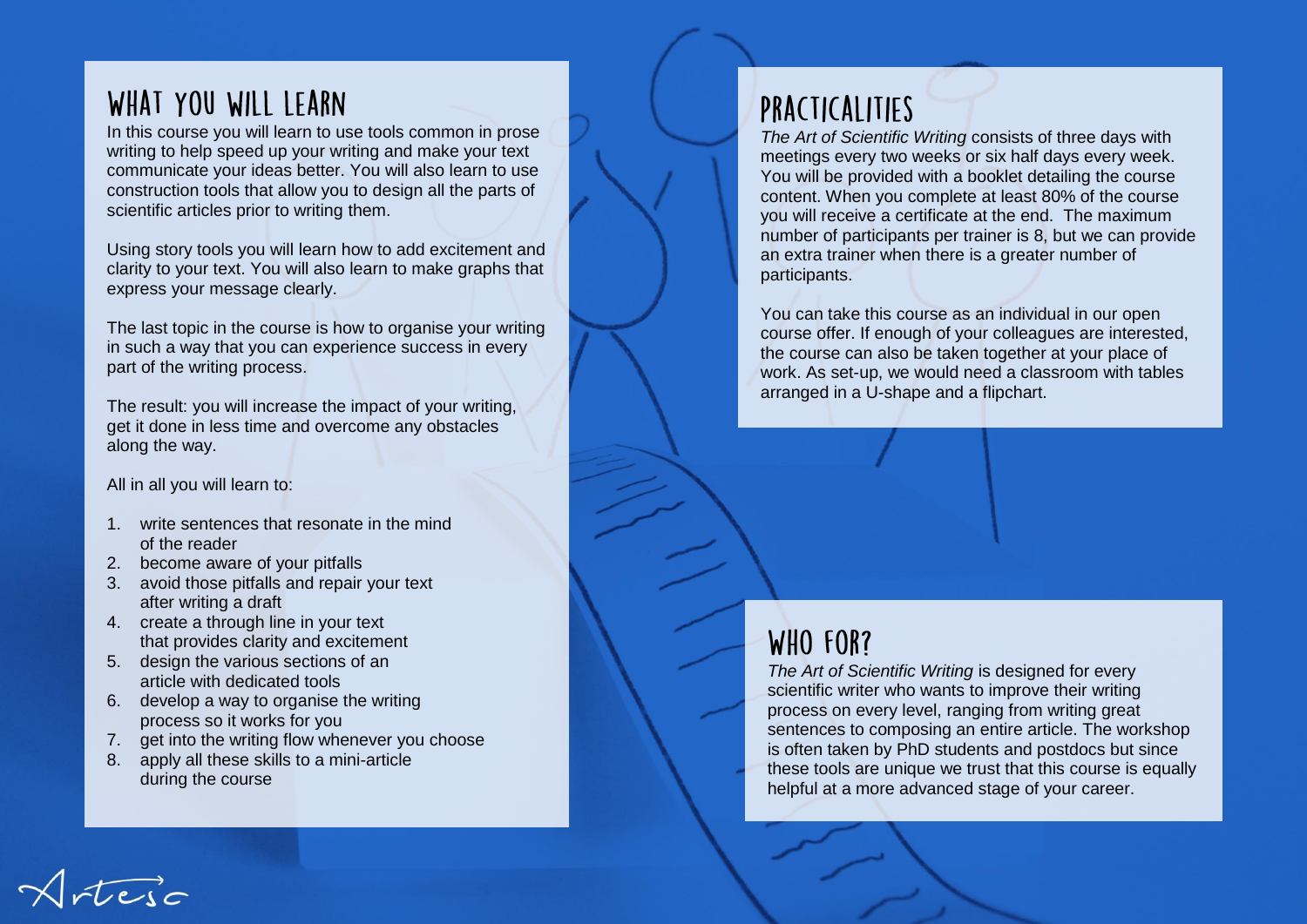## WHAT YOU WILL LEARN

In this course you will learn to use tools common in prose writing to help speed up your writing and make your text communicate your ideas better. You will also learn to use construction tools that allow you to design all the parts of scientific articles prior to writing them.

Using story tools you will learn how to add excitement and clarity to your text. You will also learn to make graphs that express your message clearly.

The last topic in the course is how to organise your writing in such a way that you can experience success in every part of the writing process.

The result: you will increase the impact of your writing, get it done in less time and overcome any obstacles along the way.

All in all you will learn to:

1. write sentences that resonate in the mind of the reader
2. become aware of your pitfalls
3. avoid those pitfalls and repair your text after writing a draft
4. create a through line in your text that provides clarity and excitement
5. design the various sections of an article with dedicated tools
6. develop a way to organise the writing process so it works for you
7. get into the writing flow whenever you choose
8. apply all these skills to a mini-article during the course

## PRACTICALITIES

*The Art of Scientific Writing* consists of three days with meetings every two weeks or six half days every week. You will be provided with a booklet detailing the course content. When you complete at least 80% of the course you will receive a certificate at the end. The maximum number of participants per trainer is 8, but we can provide an extra trainer when there is a greater number of participants.

You can take this course as an individual in our open course offer. If enough of your colleagues are interested, the course can also be taken together at your place of work. As set-up, we would need a classroom with tables arranged in a U-shape and a flipchart.

## WHO FOR?

*The Art of Scientific Writing* is designed for every scientific writer who wants to improve their writing process on every level, ranging from writing great sentences to composing an entire article. The workshop is often taken by PhD students and postdocs but since these tools are unique we trust that this course is equally helpful at a more advanced stage of your career.

Artesc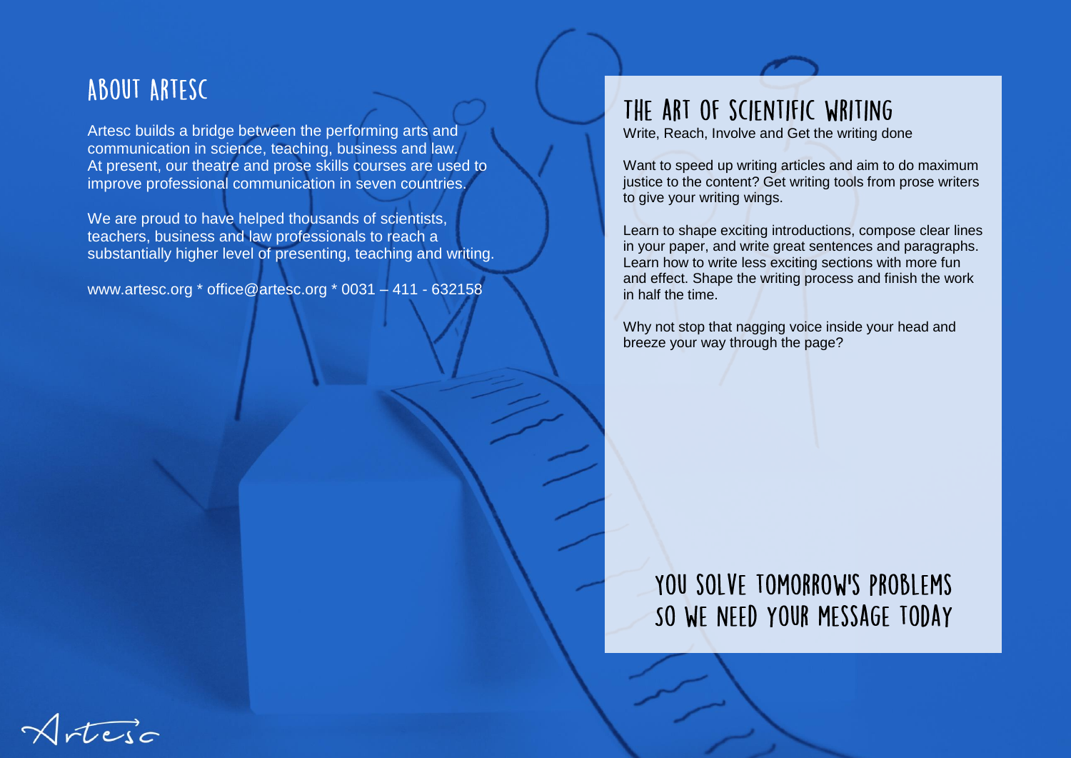## ABOUT ARTESC

Artesc builds a bridge between the performing arts and communication in science, teaching, business and law. At present, our theatre and prose skills courses are used to improve professional communication in seven countries.

We are proud to have helped thousands of scientists, teachers, business and law professionals to reach a substantially higher level of presenting, teaching and writing.

www.artesc.org * office@artesc.org * 0031 – 411 - 632158

## THE ART OF SCIENTIFIC WRITING

Write, Reach, Involve and Get the writing done

Want to speed up writing articles and aim to do maximum justice to the content? Get writing tools from prose writers to give your writing wings.

Learn to shape exciting introductions, compose clear lines in your paper, and write great sentences and paragraphs. Learn how to write less exciting sections with more fun and effect. Shape the writing process and finish the work in half the time.

Why not stop that nagging voice inside your head and breeze your way through the page?

### YOU SOLVE TOMORROW'S PROBLEMS SO WE NEED YOUR MESSAGE TODAY

Artesc